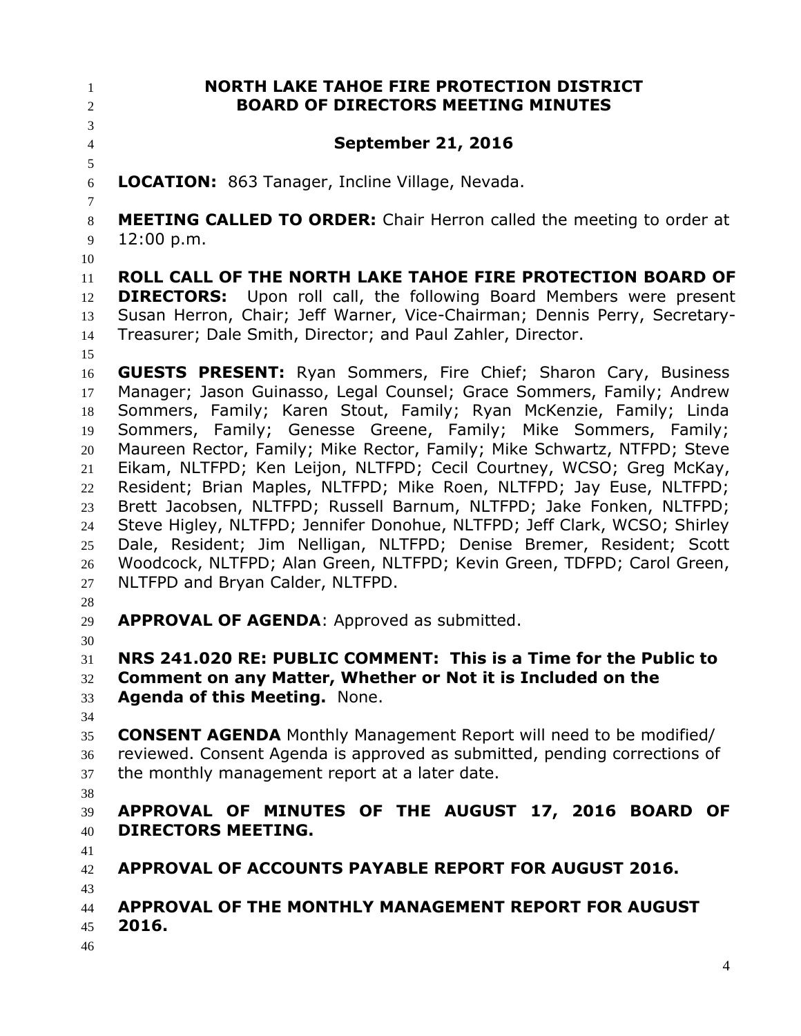# NORTH LAKE TAHOE FIRE PROTECTION DISTRICT
## BOARD OF DIRECTORS MEETING MINUTES

**September 21, 2016**

**LOCATION:** 863 Tanager, Incline Village, Nevada.

**MEETING CALLED TO ORDER:** Chair Herron called the meeting to order at 12:00 p.m.

**ROLL CALL OF THE NORTH LAKE TAHOE FIRE PROTECTION BOARD OF DIRECTORS:** Upon roll call, the following Board Members were present Susan Herron, Chair; Jeff Warner, Vice-Chairman; Dennis Perry, Secretary-Treasurer; Dale Smith, Director; and Paul Zahler, Director.

**GUESTS PRESENT:** Ryan Sommers, Fire Chief; Sharon Cary, Business Manager; Jason Guinasso, Legal Counsel; Grace Sommers, Family; Andrew Sommers, Family; Karen Stout, Family; Ryan McKenzie, Family; Linda Sommers, Family; Genesse Greene, Family; Mike Sommers, Family; Maureen Rector, Family; Mike Rector, Family; Mike Schwartz, NTFPD; Steve Eikam, NLTFPD; Ken Leijon, NLTFPD; Cecil Courtney, WCSO; Greg McKay, Resident; Brian Maples, NLTFPD; Mike Roen, NLTFPD; Jay Euse, NLTFPD; Brett Jacobsen, NLTFPD; Russell Barnum, NLTFPD; Jake Fonken, NLTFPD; Steve Higley, NLTFPD; Jennifer Donohue, NLTFPD; Jeff Clark, WCSO; Shirley Dale, Resident; Jim Nelligan, NLTFPD; Denise Bremer, Resident; Scott Woodcock, NLTFPD; Alan Green, NLTFPD; Kevin Green, TDFPD; Carol Green, NLTFPD and Bryan Calder, NLTFPD.

**APPROVAL OF AGENDA**: Approved as submitted.

**NRS 241.020 RE: PUBLIC COMMENT: This is a Time for the Public to Comment on any Matter, Whether or Not it is Included on the Agenda of this Meeting.** None.

**CONSENT AGENDA** Monthly Management Report will need to be modified/ reviewed. Consent Agenda is approved as submitted, pending corrections of the monthly management report at a later date.

**APPROVAL OF MINUTES OF THE AUGUST 17, 2016 BOARD OF DIRECTORS MEETING.**

**APPROVAL OF ACCOUNTS PAYABLE REPORT FOR AUGUST 2016.**

**APPROVAL OF THE MONTHLY MANAGEMENT REPORT FOR AUGUST 2016.**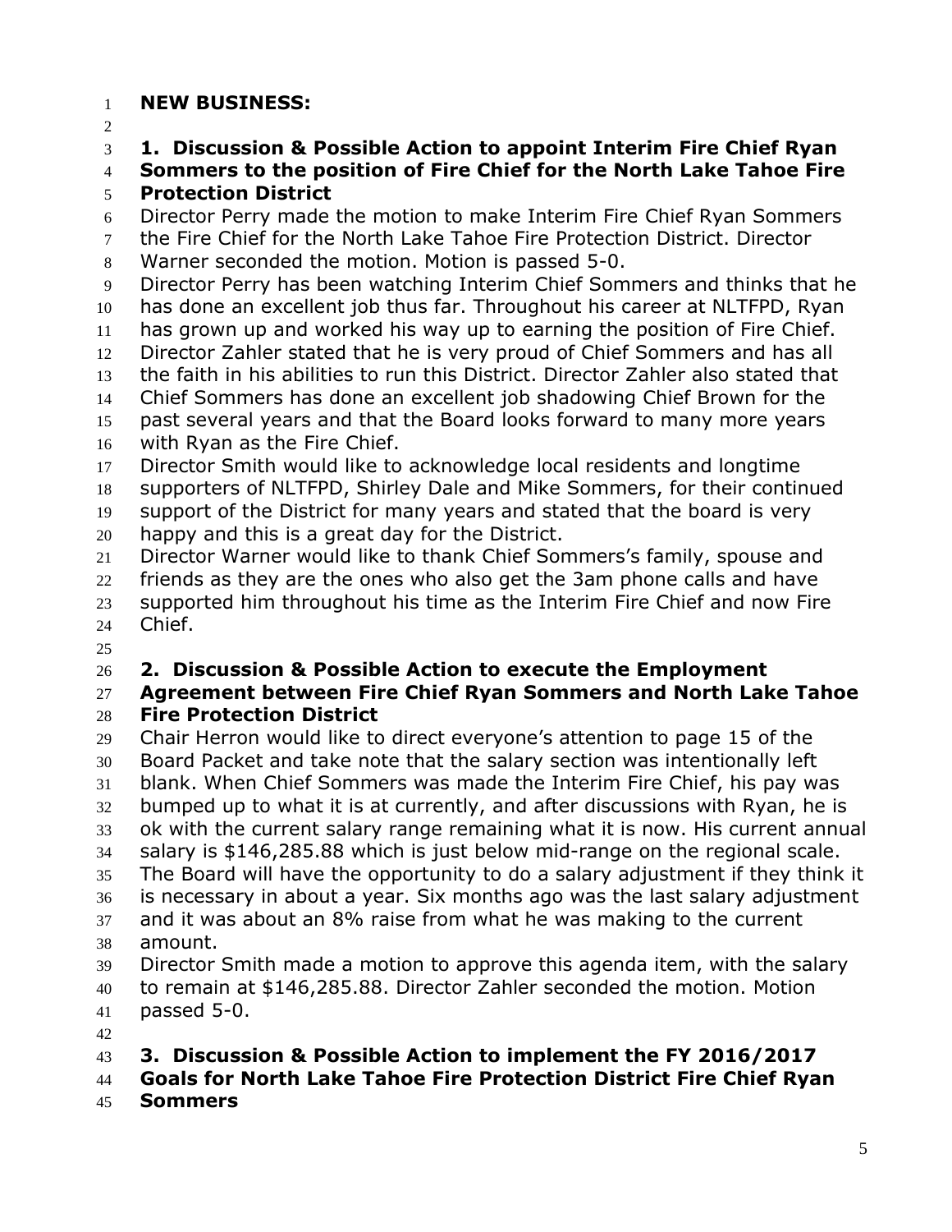**NEW BUSINESS:**

**1. Discussion & Possible Action to appoint Interim Fire Chief Ryan Sommers to the position of Fire Chief for the North Lake Tahoe Fire Protection District**

Director Perry made the motion to make Interim Fire Chief Ryan Sommers the Fire Chief for the North Lake Tahoe Fire Protection District. Director Warner seconded the motion. Motion is passed 5-0.

Director Perry has been watching Interim Chief Sommers and thinks that he has done an excellent job thus far. Throughout his career at NLTFPD, Ryan has grown up and worked his way up to earning the position of Fire Chief.

Director Zahler stated that he is very proud of Chief Sommers and has all the faith in his abilities to run this District. Director Zahler also stated that Chief Sommers has done an excellent job shadowing Chief Brown for the past several years and that the Board looks forward to many more years with Ryan as the Fire Chief.

Director Smith would like to acknowledge local residents and longtime supporters of NLTFPD, Shirley Dale and Mike Sommers, for their continued support of the District for many years and stated that the board is very happy and this is a great day for the District.

Director Warner would like to thank Chief Sommers's family, spouse and friends as they are the ones who also get the 3am phone calls and have supported him throughout his time as the Interim Fire Chief and now Fire Chief.

**2. Discussion & Possible Action to execute the Employment Agreement between Fire Chief Ryan Sommers and North Lake Tahoe Fire Protection District**

Chair Herron would like to direct everyone's attention to page 15 of the Board Packet and take note that the salary section was intentionally left blank. When Chief Sommers was made the Interim Fire Chief, his pay was bumped up to what it is at currently, and after discussions with Ryan, he is ok with the current salary range remaining what it is now. His current annual salary is $146,285.88 which is just below mid-range on the regional scale. The Board will have the opportunity to do a salary adjustment if they think it is necessary in about a year. Six months ago was the last salary adjustment and it was about an 8% raise from what he was making to the current amount.

Director Smith made a motion to approve this agenda item, with the salary to remain at $146,285.88. Director Zahler seconded the motion. Motion passed 5-0.

**3. Discussion & Possible Action to implement the FY 2016/2017 Goals for North Lake Tahoe Fire Protection District Fire Chief Ryan Sommers**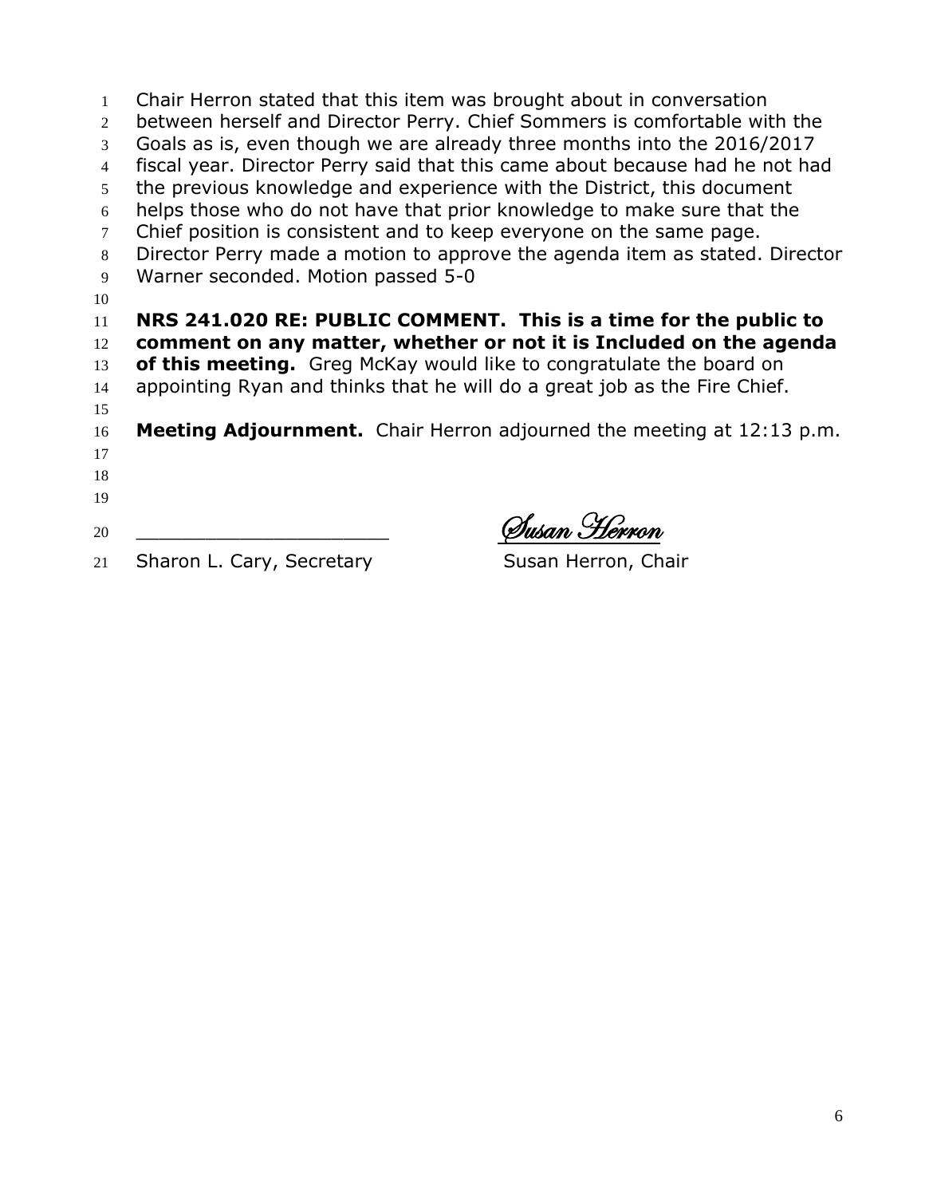Chair Herron stated that this item was brought about in conversation between herself and Director Perry. Chief Sommers is comfortable with the Goals as is, even though we are already three months into the 2016/2017 fiscal year. Director Perry said that this came about because had he not had the previous knowledge and experience with the District, this document helps those who do not have that prior knowledge to make sure that the Chief position is consistent and to keep everyone on the same page. Director Perry made a motion to approve the agenda item as stated. Director Warner seconded. Motion passed 5-0

**NRS 241.020 RE: PUBLIC COMMENT. This is a time for the public to comment on any matter, whether or not it is Included on the agenda of this meeting.** Greg McKay would like to congratulate the board on appointing Ryan and thinks that he will do a great job as the Fire Chief.

**Meeting Adjournment.** Chair Herron adjourned the meeting at 12:13 p.m.

\_\_\_\_\_\_\_\_\_\_\_\_\_\_\_\_\_\_\_\_\_\_ *Susan Herron*

Sharon L. Cary, Secretary Susan Herron, Chair